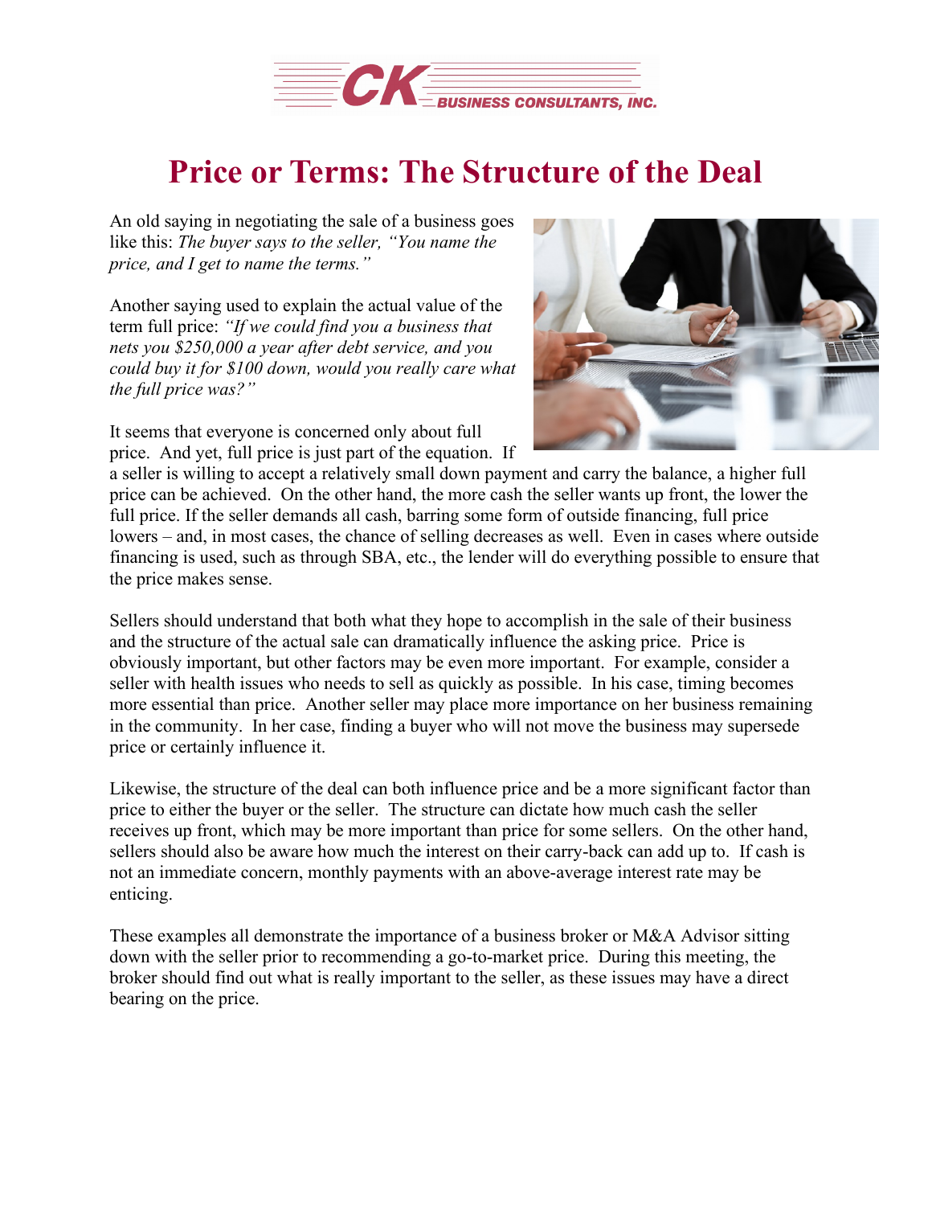# Price or Terms: The Structure of the Deal

An old saying in negotiating the sale of a business goes like this: *The buyer says to the seller, "You name the price, and I get to name the terms."*

Another saying used to explain the actual value of the term full price: *"If we could find you a business that nets you $250,000 a year after debt service, and you could buy it for $100 down, would you really care what the full price was?"*

It seems that everyone is concerned only about full price. And yet, full price is just part of the equation. If a seller is willing to accept a relatively small down payment and carry the balance, a higher full price can be achieved. On the other hand, the more cash the seller wants up front, the lower the full price. If the seller demands all cash, barring some form of outside financing, full price lowers – and, in most cases, the chance of selling decreases as well. Even in cases where outside financing is used, such as through SBA, etc., the lender will do everything possible to ensure that the price makes sense.

Sellers should understand that both what they hope to accomplish in the sale of their business and the structure of the actual sale can dramatically influence the asking price. Price is obviously important, but other factors may be even more important. For example, consider a seller with health issues who needs to sell as quickly as possible. In his case, timing becomes more essential than price. Another seller may place more importance on her business remaining in the community. In her case, finding a buyer who will not move the business may supersede price or certainly influence it.

Likewise, the structure of the deal can both influence price and be a more significant factor than price to either the buyer or the seller. The structure can dictate how much cash the seller receives up front, which may be more important than price for some sellers. On the other hand, sellers should also be aware how much the interest on their carry-back can add up to. If cash is not an immediate concern, monthly payments with an above-average interest rate may be enticing.

These examples all demonstrate the importance of a business broker or M&A Advisor sitting down with the seller prior to recommending a go-to-market price. During this meeting, the broker should find out what is really important to the seller, as these issues may have a direct bearing on the price.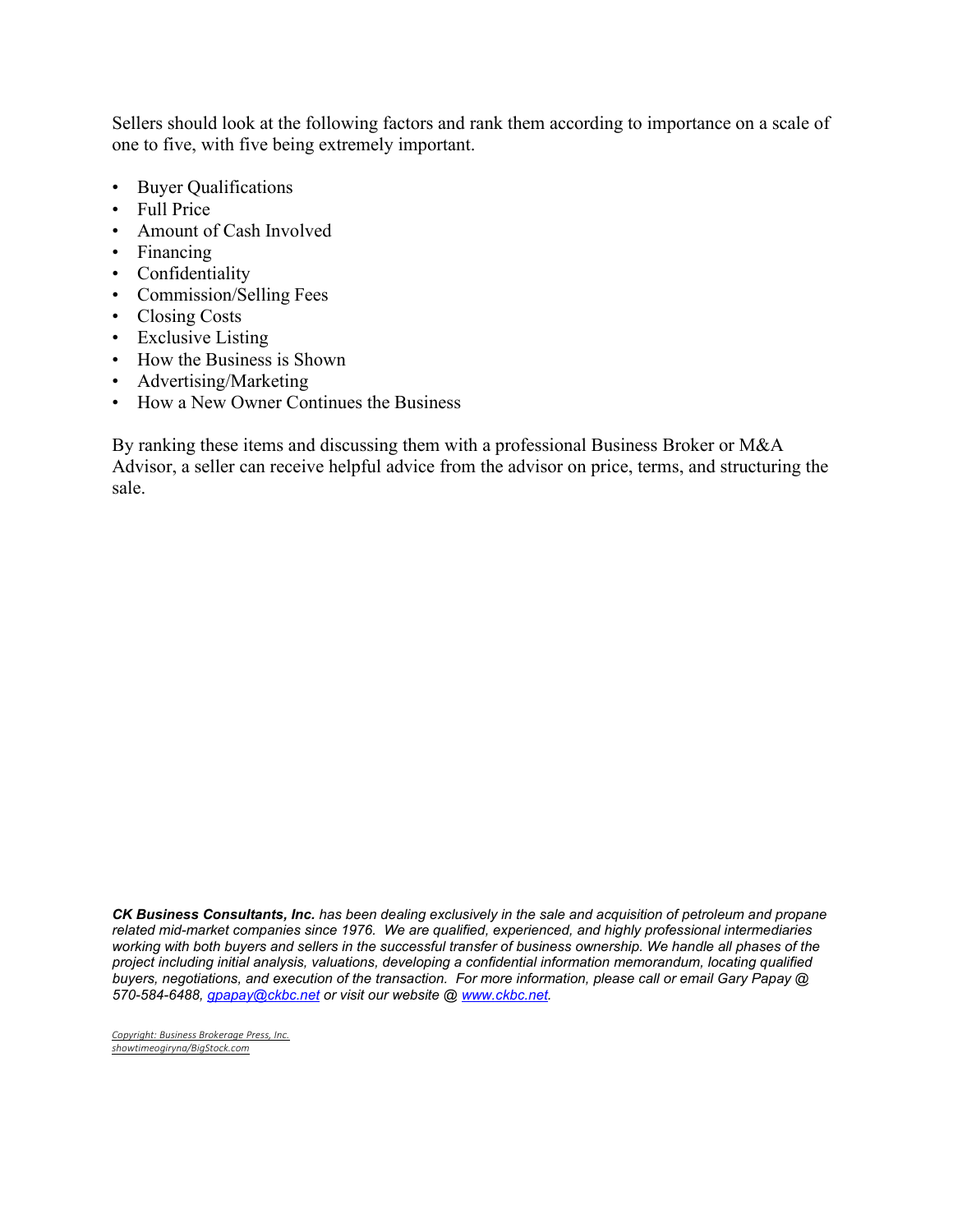Sellers should look at the following factors and rank them according to importance on a scale of one to five, with five being extremely important.

- Buyer Qualifications
- Full Price
- Amount of Cash Involved
- Financing
- Confidentiality
- Commission/Selling Fees
- Closing Costs
- Exclusive Listing
- How the Business is Shown
- Advertising/Marketing
- How a New Owner Continues the Business

By ranking these items and discussing them with a professional Business Broker or M&A Advisor, a seller can receive helpful advice from the advisor on price, terms, and structuring the sale.

***CK Business Consultants, Inc.*** *has been dealing exclusively in the sale and acquisition of petroleum and propane related mid-market companies since 1976. We are qualified, experienced, and highly professional intermediaries working with both buyers and sellers in the successful transfer of business ownership. We handle all phases of the project including initial analysis, valuations, developing a confidential information memorandum, locating qualified buyers, negotiations, and execution of the transaction. For more information, please call or email Gary Papay @ 570-584-6488, [gpapay@ckbc.net](mailto:gpapay@ckbc.net) or visit our website @ [www.ckbc.net](http://www.ckbc.net).*

*Copyright: Business Brokerage Press, Inc.*
*showtimeogiryna/BigStock.com*